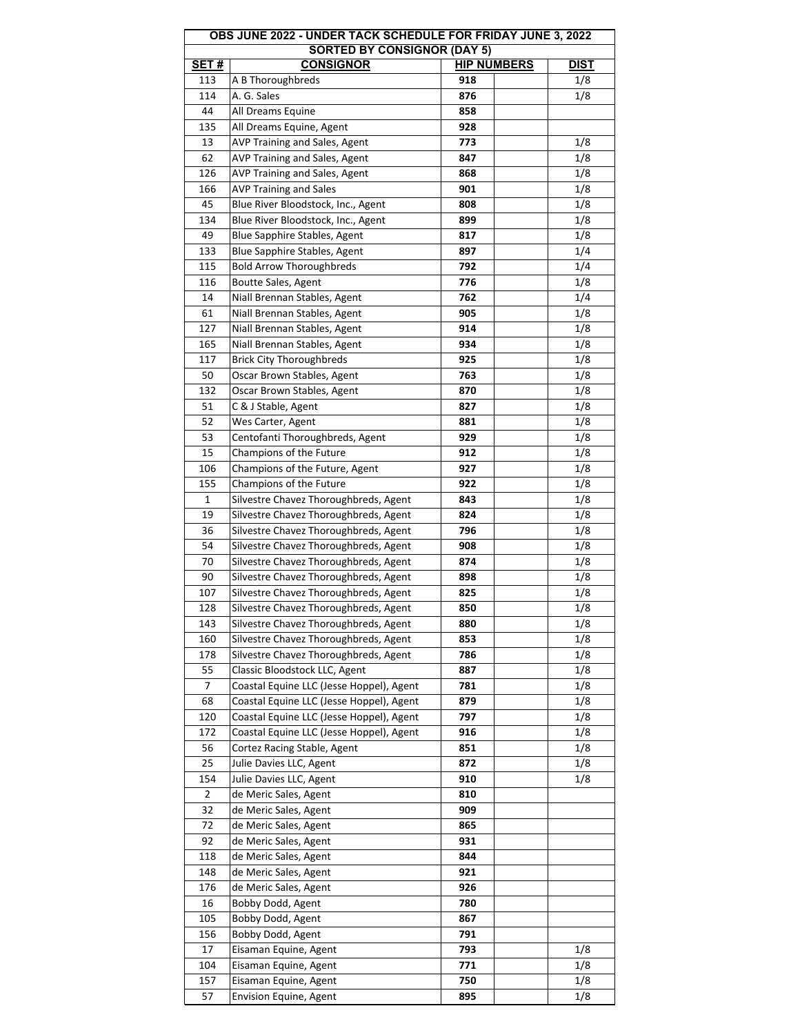| OBS JUNE 2022 - UNDER TACK SCHEDULE FOR FRIDAY JUNE 3, 2022 | | | | |
|---|---|---|---|---|
| SORTED BY CONSIGNOR (DAY 5) | | | | |
| **SET #** | **CONSIGNOR** | **HIP NUMBERS** | | **DIST** |
| 113 | A B Thoroughbreds | **918** | | 1/8 |
| 114 | A. G. Sales | **876** | | 1/8 |
| 44 | All Dreams Equine | **858** | | |
| 135 | All Dreams Equine, Agent | **928** | | |
| 13 | AVP Training and Sales, Agent | **773** | | 1/8 |
| 62 | AVP Training and Sales, Agent | **847** | | 1/8 |
| 126 | AVP Training and Sales, Agent | **868** | | 1/8 |
| 166 | AVP Training and Sales | **901** | | 1/8 |
| 45 | Blue River Bloodstock, Inc., Agent | **808** | | 1/8 |
| 134 | Blue River Bloodstock, Inc., Agent | **899** | | 1/8 |
| 49 | Blue Sapphire Stables, Agent | **817** | | 1/8 |
| 133 | Blue Sapphire Stables, Agent | **897** | | 1/4 |
| 115 | Bold Arrow Thoroughbreds | **792** | | 1/4 |
| 116 | Boutte Sales, Agent | **776** | | 1/8 |
| 14 | Niall Brennan Stables, Agent | **762** | | 1/4 |
| 61 | Niall Brennan Stables, Agent | **905** | | 1/8 |
| 127 | Niall Brennan Stables, Agent | **914** | | 1/8 |
| 165 | Niall Brennan Stables, Agent | **934** | | 1/8 |
| 117 | Brick City Thoroughbreds | **925** | | 1/8 |
| 50 | Oscar Brown Stables, Agent | **763** | | 1/8 |
| 132 | Oscar Brown Stables, Agent | **870** | | 1/8 |
| 51 | C & J Stable, Agent | **827** | | 1/8 |
| 52 | Wes Carter, Agent | **881** | | 1/8 |
| 53 | Centofanti Thoroughbreds, Agent | **929** | | 1/8 |
| 15 | Champions of the Future | **912** | | 1/8 |
| 106 | Champions of the Future, Agent | **927** | | 1/8 |
| 155 | Champions of the Future | **922** | | 1/8 |
| 1 | Silvestre Chavez Thoroughbreds, Agent | **843** | | 1/8 |
| 19 | Silvestre Chavez Thoroughbreds, Agent | **824** | | 1/8 |
| 36 | Silvestre Chavez Thoroughbreds, Agent | **796** | | 1/8 |
| 54 | Silvestre Chavez Thoroughbreds, Agent | **908** | | 1/8 |
| 70 | Silvestre Chavez Thoroughbreds, Agent | **874** | | 1/8 |
| 90 | Silvestre Chavez Thoroughbreds, Agent | **898** | | 1/8 |
| 107 | Silvestre Chavez Thoroughbreds, Agent | **825** | | 1/8 |
| 128 | Silvestre Chavez Thoroughbreds, Agent | **850** | | 1/8 |
| 143 | Silvestre Chavez Thoroughbreds, Agent | **880** | | 1/8 |
| 160 | Silvestre Chavez Thoroughbreds, Agent | **853** | | 1/8 |
| 178 | Silvestre Chavez Thoroughbreds, Agent | **786** | | 1/8 |
| 55 | Classic Bloodstock LLC, Agent | **887** | | 1/8 |
| 7 | Coastal Equine LLC (Jesse Hoppel), Agent | **781** | | 1/8 |
| 68 | Coastal Equine LLC (Jesse Hoppel), Agent | **879** | | 1/8 |
| 120 | Coastal Equine LLC (Jesse Hoppel), Agent | **797** | | 1/8 |
| 172 | Coastal Equine LLC (Jesse Hoppel), Agent | **916** | | 1/8 |
| 56 | Cortez Racing Stable, Agent | **851** | | 1/8 |
| 25 | Julie Davies LLC, Agent | **872** | | 1/8 |
| 154 | Julie Davies LLC, Agent | **910** | | 1/8 |
| 2 | de Meric Sales, Agent | **810** | | |
| 32 | de Meric Sales, Agent | **909** | | |
| 72 | de Meric Sales, Agent | **865** | | |
| 92 | de Meric Sales, Agent | **931** | | |
| 118 | de Meric Sales, Agent | **844** | | |
| 148 | de Meric Sales, Agent | **921** | | |
| 176 | de Meric Sales, Agent | **926** | | |
| 16 | Bobby Dodd, Agent | **780** | | |
| 105 | Bobby Dodd, Agent | **867** | | |
| 156 | Bobby Dodd, Agent | **791** | | |
| 17 | Eisaman Equine, Agent | **793** | | 1/8 |
| 104 | Eisaman Equine, Agent | **771** | | 1/8 |
| 157 | Eisaman Equine, Agent | **750** | | 1/8 |
| 57 | Envision Equine, Agent | **895** | | 1/8 |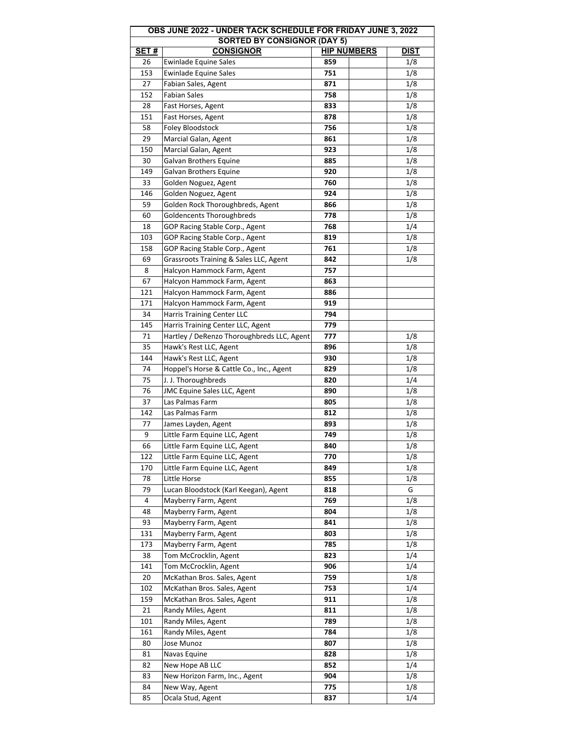| OBS JUNE 2022 - UNDER TACK SCHEDULE FOR FRIDAY JUNE 3, 2022 | | | | |
|---|---|---|---|---|
| SORTED BY CONSIGNOR (DAY 5) | | | | |
| **SET #** | **CONSIGNOR** | **HIP NUMBERS** | | **DIST** |
| 26 | Ewinlade Equine Sales | **859** | | 1/8 |
| 153 | Ewinlade Equine Sales | **751** | | 1/8 |
| 27 | Fabian Sales, Agent | **871** | | 1/8 |
| 152 | Fabian Sales | **758** | | 1/8 |
| 28 | Fast Horses, Agent | **833** | | 1/8 |
| 151 | Fast Horses, Agent | **878** | | 1/8 |
| 58 | Foley Bloodstock | **756** | | 1/8 |
| 29 | Marcial Galan, Agent | **861** | | 1/8 |
| 150 | Marcial Galan, Agent | **923** | | 1/8 |
| 30 | Galvan Brothers Equine | **885** | | 1/8 |
| 149 | Galvan Brothers Equine | **920** | | 1/8 |
| 33 | Golden Noguez, Agent | **760** | | 1/8 |
| 146 | Golden Noguez, Agent | **924** | | 1/8 |
| 59 | Golden Rock Thoroughbreds, Agent | **866** | | 1/8 |
| 60 | Goldencents Thoroughbreds | **778** | | 1/8 |
| 18 | GOP Racing Stable Corp., Agent | **768** | | 1/4 |
| 103 | GOP Racing Stable Corp., Agent | **819** | | 1/8 |
| 158 | GOP Racing Stable Corp., Agent | **761** | | 1/8 |
| 69 | Grassroots Training & Sales LLC, Agent | **842** | | 1/8 |
| 8 | Halcyon Hammock Farm, Agent | **757** | | |
| 67 | Halcyon Hammock Farm, Agent | **863** | | |
| 121 | Halcyon Hammock Farm, Agent | **886** | | |
| 171 | Halcyon Hammock Farm, Agent | **919** | | |
| 34 | Harris Training Center LLC | **794** | | |
| 145 | Harris Training Center LLC, Agent | **779** | | |
| 71 | Hartley / DeRenzo Thoroughbreds LLC, Agent | **777** | | 1/8 |
| 35 | Hawk's Rest LLC, Agent | **896** | | 1/8 |
| 144 | Hawk's Rest LLC, Agent | **930** | | 1/8 |
| 74 | Hoppel's Horse & Cattle Co., Inc., Agent | **829** | | 1/8 |
| 75 | J. J. Thoroughbreds | **820** | | 1/4 |
| 76 | JMC Equine Sales LLC, Agent | **890** | | 1/8 |
| 37 | Las Palmas Farm | **805** | | 1/8 |
| 142 | Las Palmas Farm | **812** | | 1/8 |
| 77 | James Layden, Agent | **893** | | 1/8 |
| 9 | Little Farm Equine LLC, Agent | **749** | | 1/8 |
| 66 | Little Farm Equine LLC, Agent | **840** | | 1/8 |
| 122 | Little Farm Equine LLC, Agent | **770** | | 1/8 |
| 170 | Little Farm Equine LLC, Agent | **849** | | 1/8 |
| 78 | Little Horse | **855** | | 1/8 |
| 79 | Lucan Bloodstock (Karl Keegan), Agent | **818** | | G |
| 4 | Mayberry Farm, Agent | **769** | | 1/8 |
| 48 | Mayberry Farm, Agent | **804** | | 1/8 |
| 93 | Mayberry Farm, Agent | **841** | | 1/8 |
| 131 | Mayberry Farm, Agent | **803** | | 1/8 |
| 173 | Mayberry Farm, Agent | **785** | | 1/8 |
| 38 | Tom McCrocklin, Agent | **823** | | 1/4 |
| 141 | Tom McCrocklin, Agent | **906** | | 1/4 |
| 20 | McKathan Bros. Sales, Agent | **759** | | 1/8 |
| 102 | McKathan Bros. Sales, Agent | **753** | | 1/4 |
| 159 | McKathan Bros. Sales, Agent | **911** | | 1/8 |
| 21 | Randy Miles, Agent | **811** | | 1/8 |
| 101 | Randy Miles, Agent | **789** | | 1/8 |
| 161 | Randy Miles, Agent | **784** | | 1/8 |
| 80 | Jose Munoz | **807** | | 1/8 |
| 81 | Navas Equine | **828** | | 1/8 |
| 82 | New Hope AB LLC | **852** | | 1/4 |
| 83 | New Horizon Farm, Inc., Agent | **904** | | 1/8 |
| 84 | New Way, Agent | **775** | | 1/8 |
| 85 | Ocala Stud, Agent | **837** | | 1/4 |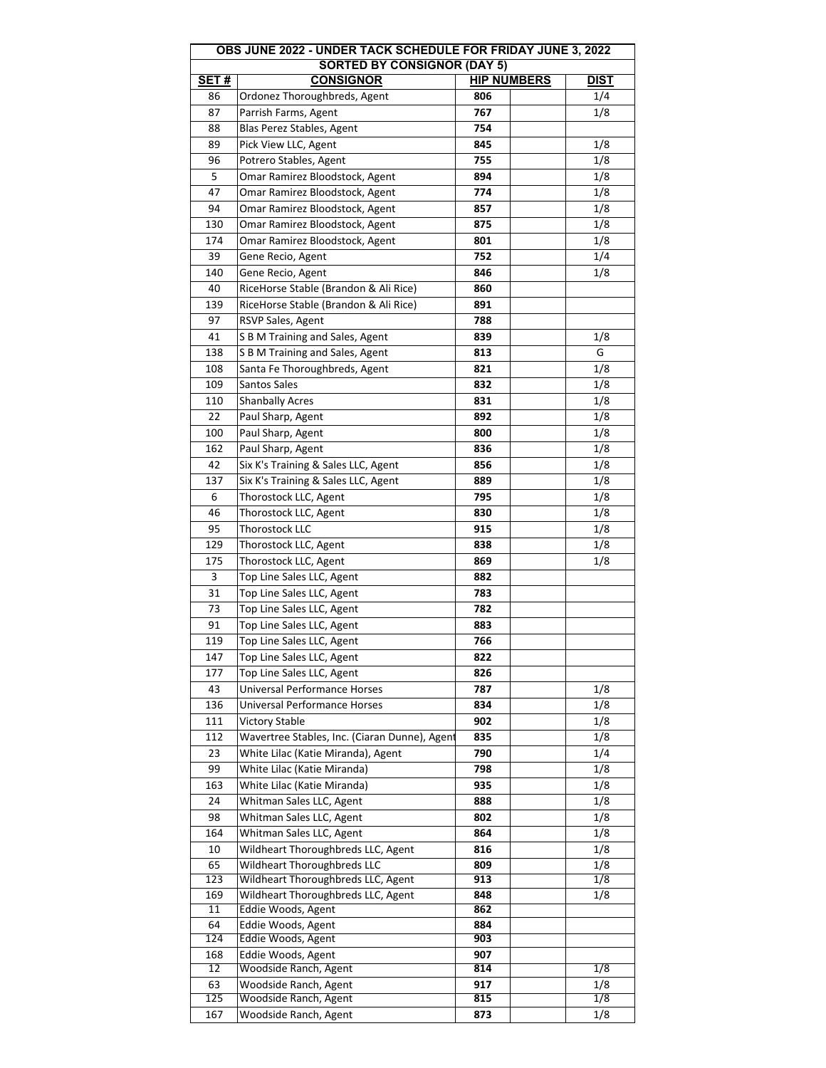| OBS JUNE 2022 - UNDER TACK SCHEDULE FOR FRIDAY JUNE 3, 2022 | | | | |
|---|---|---|---|---|
| SORTED BY CONSIGNOR (DAY 5) | | | | |
| **SET #** | **CONSIGNOR** | **HIP NUMBERS** | | **DIST** |
| 86 | Ordonez Thoroughbreds, Agent | 806 | | 1/4 |
| 87 | Parrish Farms, Agent | 767 | | 1/8 |
| 88 | Blas Perez Stables, Agent | 754 | | |
| 89 | Pick View LLC, Agent | 845 | | 1/8 |
| 96 | Potrero Stables, Agent | 755 | | 1/8 |
| 5 | Omar Ramirez Bloodstock, Agent | 894 | | 1/8 |
| 47 | Omar Ramirez Bloodstock, Agent | 774 | | 1/8 |
| 94 | Omar Ramirez Bloodstock, Agent | 857 | | 1/8 |
| 130 | Omar Ramirez Bloodstock, Agent | 875 | | 1/8 |
| 174 | Omar Ramirez Bloodstock, Agent | 801 | | 1/8 |
| 39 | Gene Recio, Agent | 752 | | 1/4 |
| 140 | Gene Recio, Agent | 846 | | 1/8 |
| 40 | RiceHorse Stable (Brandon & Ali Rice) | 860 | | |
| 139 | RiceHorse Stable (Brandon & Ali Rice) | 891 | | |
| 97 | RSVP Sales, Agent | 788 | | |
| 41 | S B M Training and Sales, Agent | 839 | | 1/8 |
| 138 | S B M Training and Sales, Agent | 813 | | G |
| 108 | Santa Fe Thoroughbreds, Agent | 821 | | 1/8 |
| 109 | Santos Sales | 832 | | 1/8 |
| 110 | Shanbally Acres | 831 | | 1/8 |
| 22 | Paul Sharp, Agent | 892 | | 1/8 |
| 100 | Paul Sharp, Agent | 800 | | 1/8 |
| 162 | Paul Sharp, Agent | 836 | | 1/8 |
| 42 | Six K's Training & Sales LLC, Agent | 856 | | 1/8 |
| 137 | Six K's Training & Sales LLC, Agent | 889 | | 1/8 |
| 6 | Thorostock LLC, Agent | 795 | | 1/8 |
| 46 | Thorostock LLC, Agent | 830 | | 1/8 |
| 95 | Thorostock LLC | 915 | | 1/8 |
| 129 | Thorostock LLC, Agent | 838 | | 1/8 |
| 175 | Thorostock LLC, Agent | 869 | | 1/8 |
| 3 | Top Line Sales LLC, Agent | 882 | | |
| 31 | Top Line Sales LLC, Agent | 783 | | |
| 73 | Top Line Sales LLC, Agent | 782 | | |
| 91 | Top Line Sales LLC, Agent | 883 | | |
| 119 | Top Line Sales LLC, Agent | 766 | | |
| 147 | Top Line Sales LLC, Agent | 822 | | |
| 177 | Top Line Sales LLC, Agent | 826 | | |
| 43 | Universal Performance Horses | 787 | | 1/8 |
| 136 | Universal Performance Horses | 834 | | 1/8 |
| 111 | Victory Stable | 902 | | 1/8 |
| 112 | Wavertree Stables, Inc. (Ciaran Dunne), Agent | 835 | | 1/8 |
| 23 | White Lilac (Katie Miranda), Agent | 790 | | 1/4 |
| 99 | White Lilac (Katie Miranda) | 798 | | 1/8 |
| 163 | White Lilac (Katie Miranda) | 935 | | 1/8 |
| 24 | Whitman Sales LLC, Agent | 888 | | 1/8 |
| 98 | Whitman Sales LLC, Agent | 802 | | 1/8 |
| 164 | Whitman Sales LLC, Agent | 864 | | 1/8 |
| 10 | Wildheart Thoroughbreds LLC, Agent | 816 | | 1/8 |
| 65 | Wildheart Thoroughbreds LLC | 809 | | 1/8 |
| 123 | Wildheart Thoroughbreds LLC, Agent | 913 | | 1/8 |
| 169 | Wildheart Thoroughbreds LLC, Agent | 848 | | 1/8 |
| 11 | Eddie Woods, Agent | 862 | | |
| 64 | Eddie Woods, Agent | 884 | | |
| 124 | Eddie Woods, Agent | 903 | | |
| 168 | Eddie Woods, Agent | 907 | | |
| 12 | Woodside Ranch, Agent | 814 | | 1/8 |
| 63 | Woodside Ranch, Agent | 917 | | 1/8 |
| 125 | Woodside Ranch, Agent | 815 | | 1/8 |
| 167 | Woodside Ranch, Agent | 873 | | 1/8 |